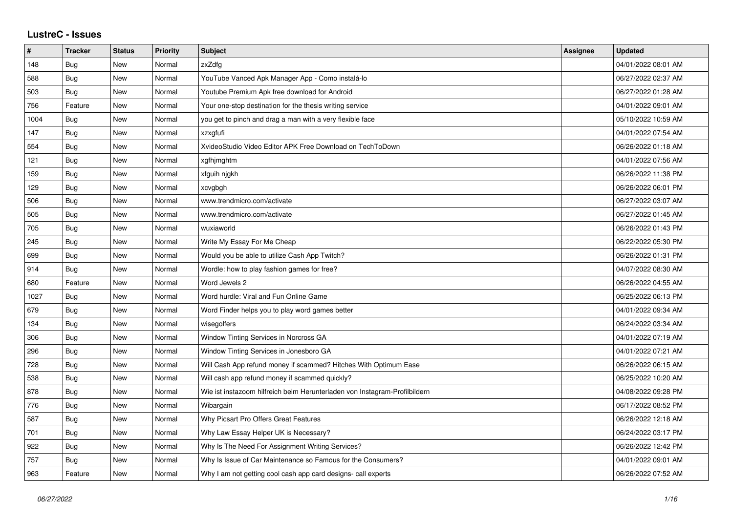# LustreC - Issues

| # | Tracker | Status | Priority | Subject | Assignee | Updated |
|---|---|---|---|---|---|---|
| 148 | Bug | New | Normal | zxZdfg | | 04/01/2022 08:01 AM |
| 588 | Bug | New | Normal | YouTube Vanced Apk Manager App - Como instalá-lo | | 06/27/2022 02:37 AM |
| 503 | Bug | New | Normal | Youtube Premium Apk free download for Android | | 06/27/2022 01:28 AM |
| 756 | Feature | New | Normal | Your one-stop destination for the thesis writing service | | 04/01/2022 09:01 AM |
| 1004 | Bug | New | Normal | you get to pinch and drag a man with a very flexible face | | 05/10/2022 10:59 AM |
| 147 | Bug | New | Normal | xzxgfufi | | 04/01/2022 07:54 AM |
| 554 | Bug | New | Normal | XvideoStudio Video Editor APK Free Download on TechToDown | | 06/26/2022 01:18 AM |
| 121 | Bug | New | Normal | xgfhjmghtm | | 04/01/2022 07:56 AM |
| 159 | Bug | New | Normal | xfguih njgkh | | 06/26/2022 11:38 PM |
| 129 | Bug | New | Normal | xcvgbgh | | 06/26/2022 06:01 PM |
| 506 | Bug | New | Normal | www.trendmicro.com/activate | | 06/27/2022 03:07 AM |
| 505 | Bug | New | Normal | www.trendmicro.com/activate | | 06/27/2022 01:45 AM |
| 705 | Bug | New | Normal | wuxiaworld | | 06/26/2022 01:43 PM |
| 245 | Bug | New | Normal | Write My Essay For Me Cheap | | 06/22/2022 05:30 PM |
| 699 | Bug | New | Normal | Would you be able to utilize Cash App Twitch? | | 06/26/2022 01:31 PM |
| 914 | Bug | New | Normal | Wordle: how to play fashion games for free? | | 04/07/2022 08:30 AM |
| 680 | Feature | New | Normal | Word Jewels 2 | | 06/26/2022 04:55 AM |
| 1027 | Bug | New | Normal | Word hurdle: Viral and Fun Online Game | | 06/25/2022 06:13 PM |
| 679 | Bug | New | Normal | Word Finder helps you to play word games better | | 04/01/2022 09:34 AM |
| 134 | Bug | New | Normal | wisegolfers | | 06/24/2022 03:34 AM |
| 306 | Bug | New | Normal | Window Tinting Services in Norcross GA | | 04/01/2022 07:19 AM |
| 296 | Bug | New | Normal | Window Tinting Services in Jonesboro GA | | 04/01/2022 07:21 AM |
| 728 | Bug | New | Normal | Will Cash App refund money if scammed? Hitches With Optimum Ease | | 06/26/2022 06:15 AM |
| 538 | Bug | New | Normal | Will cash app refund money if scammed quickly? | | 06/25/2022 10:20 AM |
| 878 | Bug | New | Normal | Wie ist instazoom hilfreich beim Herunterladen von Instagram-Profilbildern | | 04/08/2022 09:28 PM |
| 776 | Bug | New | Normal | Wibargain | | 06/17/2022 08:52 PM |
| 587 | Bug | New | Normal | Why Picsart Pro Offers Great Features | | 06/26/2022 12:18 AM |
| 701 | Bug | New | Normal | Why Law Essay Helper UK is Necessary? | | 06/24/2022 03:17 PM |
| 922 | Bug | New | Normal | Why Is The Need For Assignment Writing Services? | | 06/26/2022 12:42 PM |
| 757 | Bug | New | Normal | Why Is Issue of Car Maintenance so Famous for the Consumers? | | 04/01/2022 09:01 AM |
| 963 | Feature | New | Normal | Why I am not getting cool cash app card designs- call experts | | 06/26/2022 07:52 AM |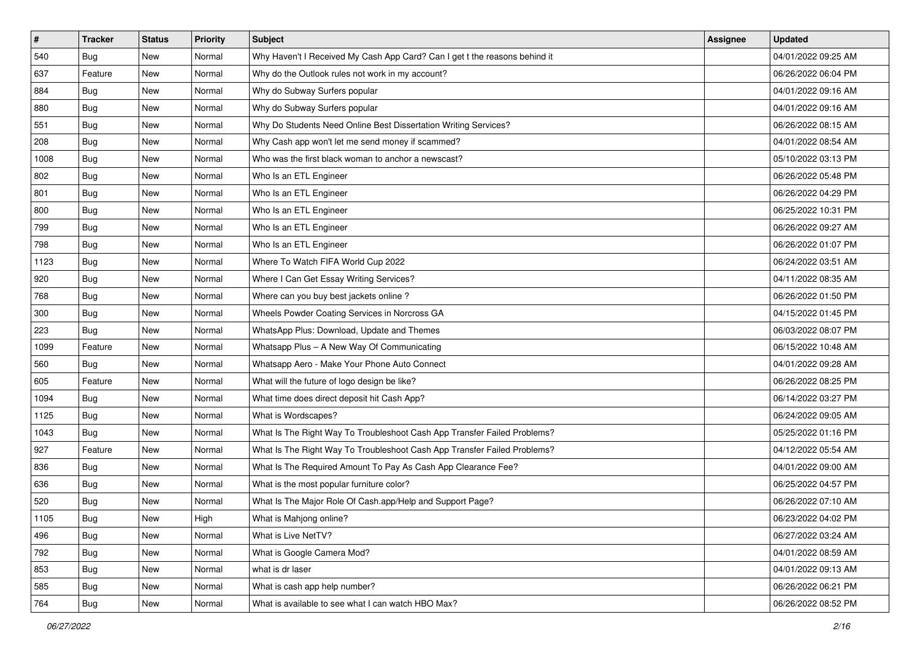| # | Tracker | Status | Priority | Subject | Assignee | Updated |
|---|---|---|---|---|---|---|
| 540 | Bug | New | Normal | Why Haven't I Received My Cash App Card? Can I get t the reasons behind it | | 04/01/2022 09:25 AM |
| 637 | Feature | New | Normal | Why do the Outlook rules not work in my account? | | 06/26/2022 06:04 PM |
| 884 | Bug | New | Normal | Why do Subway Surfers popular | | 04/01/2022 09:16 AM |
| 880 | Bug | New | Normal | Why do Subway Surfers popular | | 04/01/2022 09:16 AM |
| 551 | Bug | New | Normal | Why Do Students Need Online Best Dissertation Writing Services? | | 06/26/2022 08:15 AM |
| 208 | Bug | New | Normal | Why Cash app won't let me send money if scammed? | | 04/01/2022 08:54 AM |
| 1008 | Bug | New | Normal | Who was the first black woman to anchor a newscast? | | 05/10/2022 03:13 PM |
| 802 | Bug | New | Normal | Who Is an ETL Engineer | | 06/26/2022 05:48 PM |
| 801 | Bug | New | Normal | Who Is an ETL Engineer | | 06/26/2022 04:29 PM |
| 800 | Bug | New | Normal | Who Is an ETL Engineer | | 06/25/2022 10:31 PM |
| 799 | Bug | New | Normal | Who Is an ETL Engineer | | 06/26/2022 09:27 AM |
| 798 | Bug | New | Normal | Who Is an ETL Engineer | | 06/26/2022 01:07 PM |
| 1123 | Bug | New | Normal | Where To Watch FIFA World Cup 2022 | | 06/24/2022 03:51 AM |
| 920 | Bug | New | Normal | Where I Can Get Essay Writing Services? | | 04/11/2022 08:35 AM |
| 768 | Bug | New | Normal | Where can you buy best jackets online ? | | 06/26/2022 01:50 PM |
| 300 | Bug | New | Normal | Wheels Powder Coating Services in Norcross GA | | 04/15/2022 01:45 PM |
| 223 | Bug | New | Normal | WhatsApp Plus: Download, Update and Themes | | 06/03/2022 08:07 PM |
| 1099 | Feature | New | Normal | Whatsapp Plus – A New Way Of Communicating | | 06/15/2022 10:48 AM |
| 560 | Bug | New | Normal | Whatsapp Aero - Make Your Phone Auto Connect | | 04/01/2022 09:28 AM |
| 605 | Feature | New | Normal | What will the future of logo design be like? | | 06/26/2022 08:25 PM |
| 1094 | Bug | New | Normal | What time does direct deposit hit Cash App? | | 06/14/2022 03:27 PM |
| 1125 | Bug | New | Normal | What is Wordscapes? | | 06/24/2022 09:05 AM |
| 1043 | Bug | New | Normal | What Is The Right Way To Troubleshoot Cash App Transfer Failed Problems? | | 05/25/2022 01:16 PM |
| 927 | Feature | New | Normal | What Is The Right Way To Troubleshoot Cash App Transfer Failed Problems? | | 04/12/2022 05:54 AM |
| 836 | Bug | New | Normal | What Is The Required Amount To Pay As Cash App Clearance Fee? | | 04/01/2022 09:00 AM |
| 636 | Bug | New | Normal | What is the most popular furniture color? | | 06/25/2022 04:57 PM |
| 520 | Bug | New | Normal | What Is The Major Role Of Cash.app/Help and Support Page? | | 06/26/2022 07:10 AM |
| 1105 | Bug | New | High | What is Mahjong online? | | 06/23/2022 04:02 PM |
| 496 | Bug | New | Normal | What is Live NetTV? | | 06/27/2022 03:24 AM |
| 792 | Bug | New | Normal | What is Google Camera Mod? | | 04/01/2022 08:59 AM |
| 853 | Bug | New | Normal | what is dr laser | | 04/01/2022 09:13 AM |
| 585 | Bug | New | Normal | What is cash app help number? | | 06/26/2022 06:21 PM |
| 764 | Bug | New | Normal | What is available to see what I can watch HBO Max? | | 06/26/2022 08:52 PM |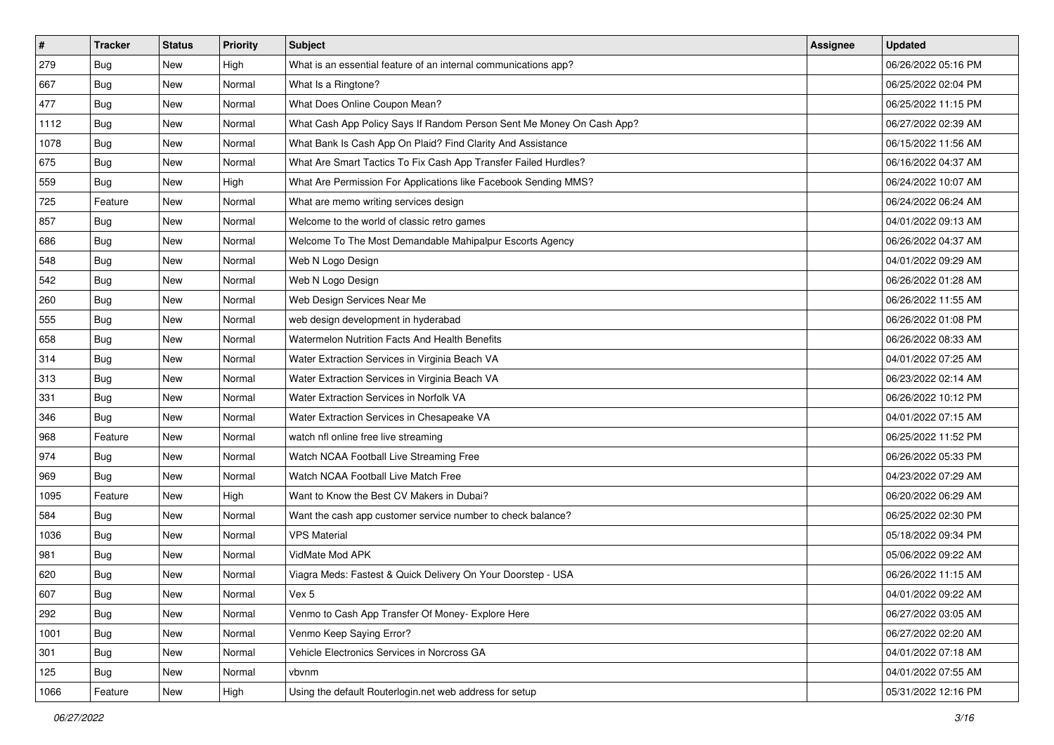| # | Tracker | Status | Priority | Subject | Assignee | Updated |
| --- | --- | --- | --- | --- | --- | --- |
| 279 | Bug | New | High | What is an essential feature of an internal communications app? | | 06/26/2022 05:16 PM |
| 667 | Bug | New | Normal | What Is a Ringtone? | | 06/25/2022 02:04 PM |
| 477 | Bug | New | Normal | What Does Online Coupon Mean? | | 06/25/2022 11:15 PM |
| 1112 | Bug | New | Normal | What Cash App Policy Says If Random Person Sent Me Money On Cash App? | | 06/27/2022 02:39 AM |
| 1078 | Bug | New | Normal | What Bank Is Cash App On Plaid? Find Clarity And Assistance | | 06/15/2022 11:56 AM |
| 675 | Bug | New | Normal | What Are Smart Tactics To Fix Cash App Transfer Failed Hurdles? | | 06/16/2022 04:37 AM |
| 559 | Bug | New | High | What Are Permission For Applications like Facebook Sending MMS? | | 06/24/2022 10:07 AM |
| 725 | Feature | New | Normal | What are memo writing services design | | 06/24/2022 06:24 AM |
| 857 | Bug | New | Normal | Welcome to the world of classic retro games | | 04/01/2022 09:13 AM |
| 686 | Bug | New | Normal | Welcome To The Most Demandable Mahipalpur Escorts Agency | | 06/26/2022 04:37 AM |
| 548 | Bug | New | Normal | Web N Logo Design | | 04/01/2022 09:29 AM |
| 542 | Bug | New | Normal | Web N Logo Design | | 06/26/2022 01:28 AM |
| 260 | Bug | New | Normal | Web Design Services Near Me | | 06/26/2022 11:55 AM |
| 555 | Bug | New | Normal | web design development in hyderabad | | 06/26/2022 01:08 PM |
| 658 | Bug | New | Normal | Watermelon Nutrition Facts And Health Benefits | | 06/26/2022 08:33 AM |
| 314 | Bug | New | Normal | Water Extraction Services in Virginia Beach VA | | 04/01/2022 07:25 AM |
| 313 | Bug | New | Normal | Water Extraction Services in Virginia Beach VA | | 06/23/2022 02:14 AM |
| 331 | Bug | New | Normal | Water Extraction Services in Norfolk VA | | 06/26/2022 10:12 PM |
| 346 | Bug | New | Normal | Water Extraction Services in Chesapeake VA | | 04/01/2022 07:15 AM |
| 968 | Feature | New | Normal | watch nfl online free live streaming | | 06/25/2022 11:52 PM |
| 974 | Bug | New | Normal | Watch NCAA Football Live Streaming Free | | 06/26/2022 05:33 PM |
| 969 | Bug | New | Normal | Watch NCAA Football Live Match Free | | 04/23/2022 07:29 AM |
| 1095 | Feature | New | High | Want to Know the Best CV Makers in Dubai? | | 06/20/2022 06:29 AM |
| 584 | Bug | New | Normal | Want the cash app customer service number to check balance? | | 06/25/2022 02:30 PM |
| 1036 | Bug | New | Normal | VPS Material | | 05/18/2022 09:34 PM |
| 981 | Bug | New | Normal | VidMate Mod APK | | 05/06/2022 09:22 AM |
| 620 | Bug | New | Normal | Viagra Meds: Fastest & Quick Delivery On Your Doorstep - USA | | 06/26/2022 11:15 AM |
| 607 | Bug | New | Normal | Vex 5 | | 04/01/2022 09:22 AM |
| 292 | Bug | New | Normal | Venmo to Cash App Transfer Of Money- Explore Here | | 06/27/2022 03:05 AM |
| 1001 | Bug | New | Normal | Venmo Keep Saying Error? | | 06/27/2022 02:20 AM |
| 301 | Bug | New | Normal | Vehicle Electronics Services in Norcross GA | | 04/01/2022 07:18 AM |
| 125 | Bug | New | Normal | vbvnm | | 04/01/2022 07:55 AM |
| 1066 | Feature | New | High | Using the default Routerlogin.net web address for setup | | 05/31/2022 12:16 PM |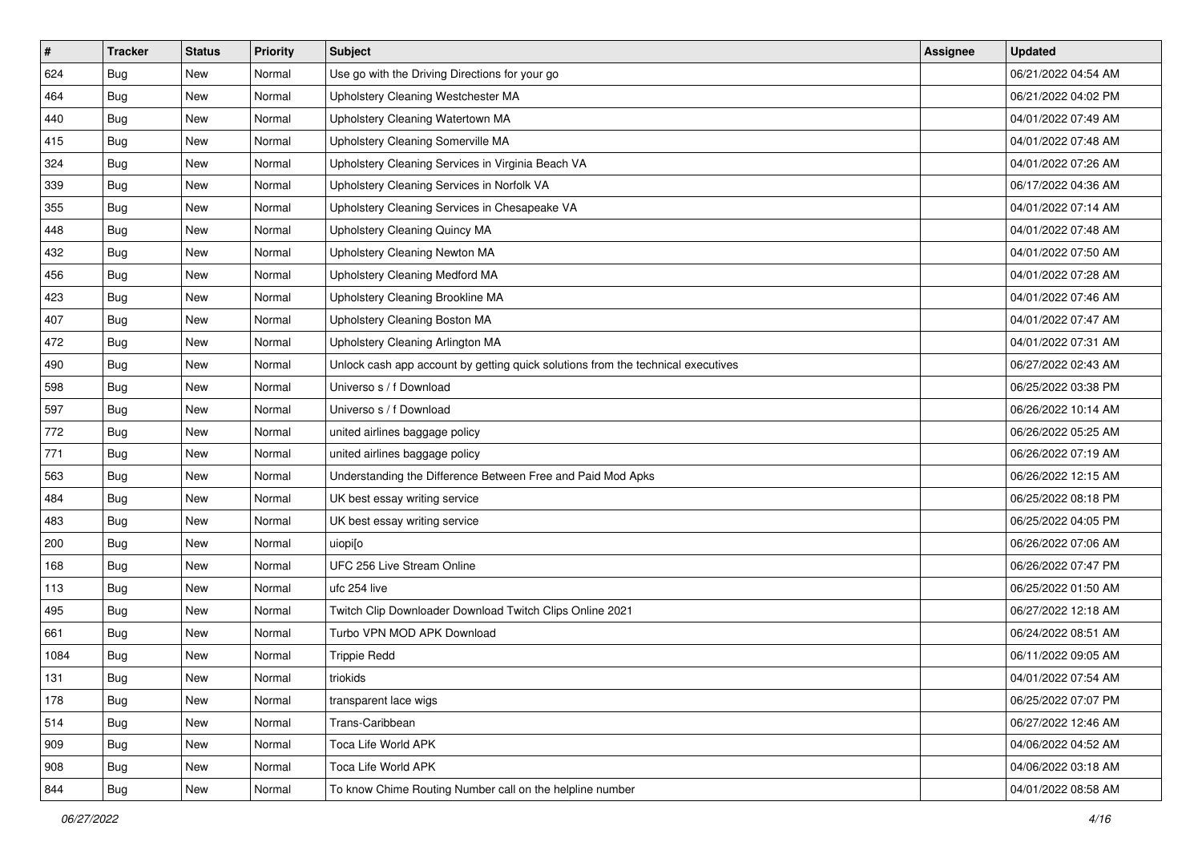| # | Tracker | Status | Priority | Subject | Assignee | Updated |
| --- | --- | --- | --- | --- | --- | --- |
| 624 | Bug | New | Normal | Use go with the Driving Directions for your go | | 06/21/2022 04:54 AM |
| 464 | Bug | New | Normal | Upholstery Cleaning Westchester MA | | 06/21/2022 04:02 PM |
| 440 | Bug | New | Normal | Upholstery Cleaning Watertown MA | | 04/01/2022 07:49 AM |
| 415 | Bug | New | Normal | Upholstery Cleaning Somerville MA | | 04/01/2022 07:48 AM |
| 324 | Bug | New | Normal | Upholstery Cleaning Services in Virginia Beach VA | | 04/01/2022 07:26 AM |
| 339 | Bug | New | Normal | Upholstery Cleaning Services in Norfolk VA | | 06/17/2022 04:36 AM |
| 355 | Bug | New | Normal | Upholstery Cleaning Services in Chesapeake VA | | 04/01/2022 07:14 AM |
| 448 | Bug | New | Normal | Upholstery Cleaning Quincy MA | | 04/01/2022 07:48 AM |
| 432 | Bug | New | Normal | Upholstery Cleaning Newton MA | | 04/01/2022 07:50 AM |
| 456 | Bug | New | Normal | Upholstery Cleaning Medford MA | | 04/01/2022 07:28 AM |
| 423 | Bug | New | Normal | Upholstery Cleaning Brookline MA | | 04/01/2022 07:46 AM |
| 407 | Bug | New | Normal | Upholstery Cleaning Boston MA | | 04/01/2022 07:47 AM |
| 472 | Bug | New | Normal | Upholstery Cleaning Arlington MA | | 04/01/2022 07:31 AM |
| 490 | Bug | New | Normal | Unlock cash app account by getting quick solutions from the technical executives | | 06/27/2022 02:43 AM |
| 598 | Bug | New | Normal | Universo s / f Download | | 06/25/2022 03:38 PM |
| 597 | Bug | New | Normal | Universo s / f Download | | 06/26/2022 10:14 AM |
| 772 | Bug | New | Normal | united airlines baggage policy | | 06/26/2022 05:25 AM |
| 771 | Bug | New | Normal | united airlines baggage policy | | 06/26/2022 07:19 AM |
| 563 | Bug | New | Normal | Understanding the Difference Between Free and Paid Mod Apks | | 06/26/2022 12:15 AM |
| 484 | Bug | New | Normal | UK best essay writing service | | 06/25/2022 08:18 PM |
| 483 | Bug | New | Normal | UK best essay writing service | | 06/25/2022 04:05 PM |
| 200 | Bug | New | Normal | uiopi[o | | 06/26/2022 07:06 AM |
| 168 | Bug | New | Normal | UFC 256 Live Stream Online | | 06/26/2022 07:47 PM |
| 113 | Bug | New | Normal | ufc 254 live | | 06/25/2022 01:50 AM |
| 495 | Bug | New | Normal | Twitch Clip Downloader Download Twitch Clips Online 2021 | | 06/27/2022 12:18 AM |
| 661 | Bug | New | Normal | Turbo VPN MOD APK Download | | 06/24/2022 08:51 AM |
| 1084 | Bug | New | Normal | Trippie Redd | | 06/11/2022 09:05 AM |
| 131 | Bug | New | Normal | triokids | | 04/01/2022 07:54 AM |
| 178 | Bug | New | Normal | transparent lace wigs | | 06/25/2022 07:07 PM |
| 514 | Bug | New | Normal | Trans-Caribbean | | 06/27/2022 12:46 AM |
| 909 | Bug | New | Normal | Toca Life World APK | | 04/06/2022 04:52 AM |
| 908 | Bug | New | Normal | Toca Life World APK | | 04/06/2022 03:18 AM |
| 844 | Bug | New | Normal | To know Chime Routing Number call on the helpline number | | 04/01/2022 08:58 AM |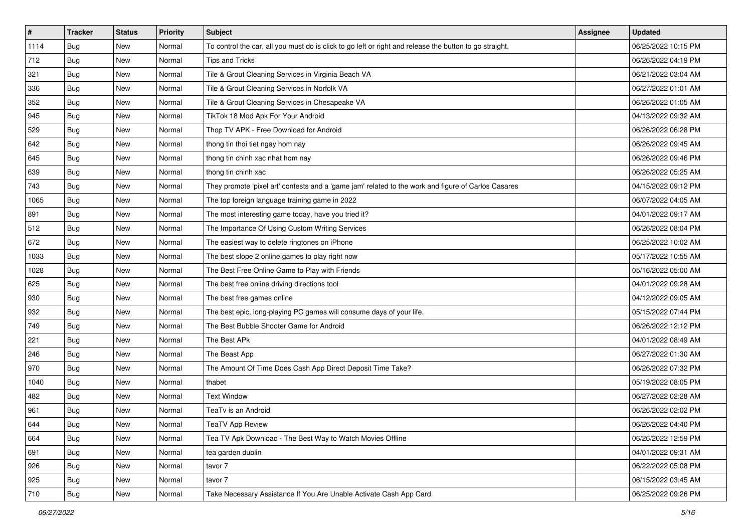| # | Tracker | Status | Priority | Subject | Assignee | Updated |
|---|---|---|---|---|---|---|
| 1114 | Bug | New | Normal | To control the car, all you must do is click to go left or right and release the button to go straight. | | 06/25/2022 10:15 PM |
| 712 | Bug | New | Normal | Tips and Tricks | | 06/26/2022 04:19 PM |
| 321 | Bug | New | Normal | Tile & Grout Cleaning Services in Virginia Beach VA | | 06/21/2022 03:04 AM |
| 336 | Bug | New | Normal | Tile & Grout Cleaning Services in Norfolk VA | | 06/27/2022 01:01 AM |
| 352 | Bug | New | Normal | Tile & Grout Cleaning Services in Chesapeake VA | | 06/26/2022 01:05 AM |
| 945 | Bug | New | Normal | TikTok 18 Mod Apk For Your Android | | 04/13/2022 09:32 AM |
| 529 | Bug | New | Normal | Thop TV APK - Free Download for Android | | 06/26/2022 06:28 PM |
| 642 | Bug | New | Normal | thong tin thoi tiet ngay hom nay | | 06/26/2022 09:45 AM |
| 645 | Bug | New | Normal | thong tin chinh xac nhat hom nay | | 06/26/2022 09:46 PM |
| 639 | Bug | New | Normal | thong tin chinh xac | | 06/26/2022 05:25 AM |
| 743 | Bug | New | Normal | They promote 'pixel art' contests and a 'game jam' related to the work and figure of Carlos Casares | | 04/15/2022 09:12 PM |
| 1065 | Bug | New | Normal | The top foreign language training game in 2022 | | 06/07/2022 04:05 AM |
| 891 | Bug | New | Normal | The most interesting game today, have you tried it? | | 04/01/2022 09:17 AM |
| 512 | Bug | New | Normal | The Importance Of Using Custom Writing Services | | 06/26/2022 08:04 PM |
| 672 | Bug | New | Normal | The easiest way to delete ringtones on iPhone | | 06/25/2022 10:02 AM |
| 1033 | Bug | New | Normal | The best slope 2 online games to play right now | | 05/17/2022 10:55 AM |
| 1028 | Bug | New | Normal | The Best Free Online Game to Play with Friends | | 05/16/2022 05:00 AM |
| 625 | Bug | New | Normal | The best free online driving directions tool | | 04/01/2022 09:28 AM |
| 930 | Bug | New | Normal | The best free games online | | 04/12/2022 09:05 AM |
| 932 | Bug | New | Normal | The best epic, long-playing PC games will consume days of your life. | | 05/15/2022 07:44 PM |
| 749 | Bug | New | Normal | The Best Bubble Shooter Game for Android | | 06/26/2022 12:12 PM |
| 221 | Bug | New | Normal | The Best APk | | 04/01/2022 08:49 AM |
| 246 | Bug | New | Normal | The Beast App | | 06/27/2022 01:30 AM |
| 970 | Bug | New | Normal | The Amount Of Time Does Cash App Direct Deposit Time Take? | | 06/26/2022 07:32 PM |
| 1040 | Bug | New | Normal | thabet | | 05/19/2022 08:05 PM |
| 482 | Bug | New | Normal | Text Window | | 06/27/2022 02:28 AM |
| 961 | Bug | New | Normal | TeaTv is an Android | | 06/26/2022 02:02 PM |
| 644 | Bug | New | Normal | TeaTV App Review | | 06/26/2022 04:40 PM |
| 664 | Bug | New | Normal | Tea TV Apk Download - The Best Way to Watch Movies Offline | | 06/26/2022 12:59 PM |
| 691 | Bug | New | Normal | tea garden dublin | | 04/01/2022 09:31 AM |
| 926 | Bug | New | Normal | tavor 7 | | 06/22/2022 05:08 PM |
| 925 | Bug | New | Normal | tavor 7 | | 06/15/2022 03:45 AM |
| 710 | Bug | New | Normal | Take Necessary Assistance If You Are Unable Activate Cash App Card | | 06/25/2022 09:26 PM |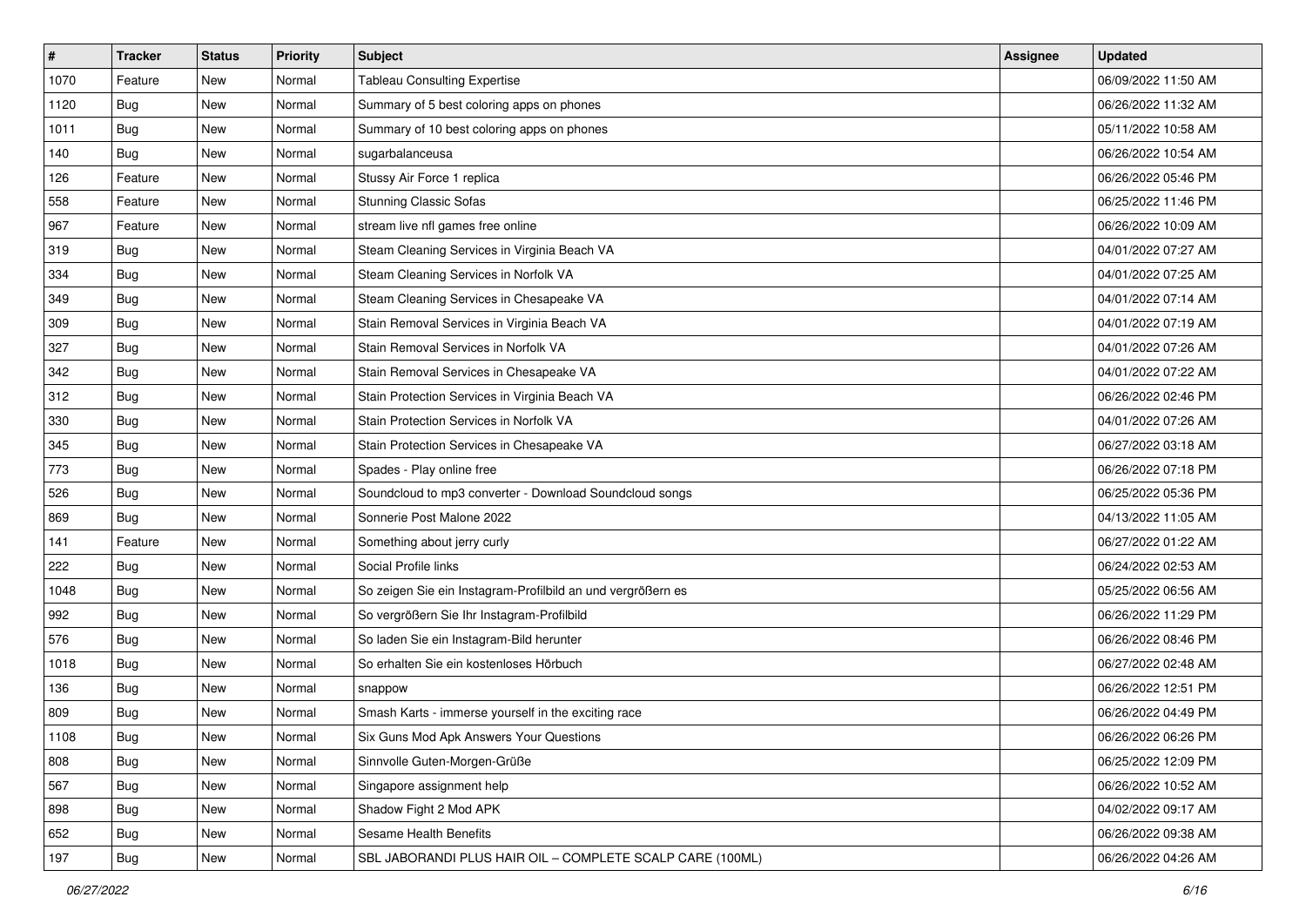| # | Tracker | Status | Priority | Subject | Assignee | Updated |
|---|---|---|---|---|---|---|
| 1070 | Feature | New | Normal | Tableau Consulting Expertise | | 06/09/2022 11:50 AM |
| 1120 | Bug | New | Normal | Summary of 5 best coloring apps on phones | | 06/26/2022 11:32 AM |
| 1011 | Bug | New | Normal | Summary of 10 best coloring apps on phones | | 05/11/2022 10:58 AM |
| 140 | Bug | New | Normal | sugarbalanceusa | | 06/26/2022 10:54 AM |
| 126 | Feature | New | Normal | Stussy Air Force 1 replica | | 06/26/2022 05:46 PM |
| 558 | Feature | New | Normal | Stunning Classic Sofas | | 06/25/2022 11:46 PM |
| 967 | Feature | New | Normal | stream live nfl games free online | | 06/26/2022 10:09 AM |
| 319 | Bug | New | Normal | Steam Cleaning Services in Virginia Beach VA | | 04/01/2022 07:27 AM |
| 334 | Bug | New | Normal | Steam Cleaning Services in Norfolk VA | | 04/01/2022 07:25 AM |
| 349 | Bug | New | Normal | Steam Cleaning Services in Chesapeake VA | | 04/01/2022 07:14 AM |
| 309 | Bug | New | Normal | Stain Removal Services in Virginia Beach VA | | 04/01/2022 07:19 AM |
| 327 | Bug | New | Normal | Stain Removal Services in Norfolk VA | | 04/01/2022 07:26 AM |
| 342 | Bug | New | Normal | Stain Removal Services in Chesapeake VA | | 04/01/2022 07:22 AM |
| 312 | Bug | New | Normal | Stain Protection Services in Virginia Beach VA | | 06/26/2022 02:46 PM |
| 330 | Bug | New | Normal | Stain Protection Services in Norfolk VA | | 04/01/2022 07:26 AM |
| 345 | Bug | New | Normal | Stain Protection Services in Chesapeake VA | | 06/27/2022 03:18 AM |
| 773 | Bug | New | Normal | Spades - Play online free | | 06/26/2022 07:18 PM |
| 526 | Bug | New | Normal | Soundcloud to mp3 converter - Download Soundcloud songs | | 06/25/2022 05:36 PM |
| 869 | Bug | New | Normal | Sonnerie Post Malone 2022 | | 04/13/2022 11:05 AM |
| 141 | Feature | New | Normal | Something about jerry curly | | 06/27/2022 01:22 AM |
| 222 | Bug | New | Normal | Social Profile links | | 06/24/2022 02:53 AM |
| 1048 | Bug | New | Normal | So zeigen Sie ein Instagram-Profilbild an und vergrößern es | | 05/25/2022 06:56 AM |
| 992 | Bug | New | Normal | So vergrößern Sie Ihr Instagram-Profilbild | | 06/26/2022 11:29 PM |
| 576 | Bug | New | Normal | So laden Sie ein Instagram-Bild herunter | | 06/26/2022 08:46 PM |
| 1018 | Bug | New | Normal | So erhalten Sie ein kostenloses Hörbuch | | 06/27/2022 02:48 AM |
| 136 | Bug | New | Normal | snappow | | 06/26/2022 12:51 PM |
| 809 | Bug | New | Normal | Smash Karts - immerse yourself in the exciting race | | 06/26/2022 04:49 PM |
| 1108 | Bug | New | Normal | Six Guns Mod Apk Answers Your Questions | | 06/26/2022 06:26 PM |
| 808 | Bug | New | Normal | Sinnvolle Guten-Morgen-Grüße | | 06/25/2022 12:09 PM |
| 567 | Bug | New | Normal | Singapore assignment help | | 06/26/2022 10:52 AM |
| 898 | Bug | New | Normal | Shadow Fight 2 Mod APK | | 04/02/2022 09:17 AM |
| 652 | Bug | New | Normal | Sesame Health Benefits | | 06/26/2022 09:38 AM |
| 197 | Bug | New | Normal | SBL JABORANDI PLUS HAIR OIL – COMPLETE SCALP CARE (100ML) | | 06/26/2022 04:26 AM |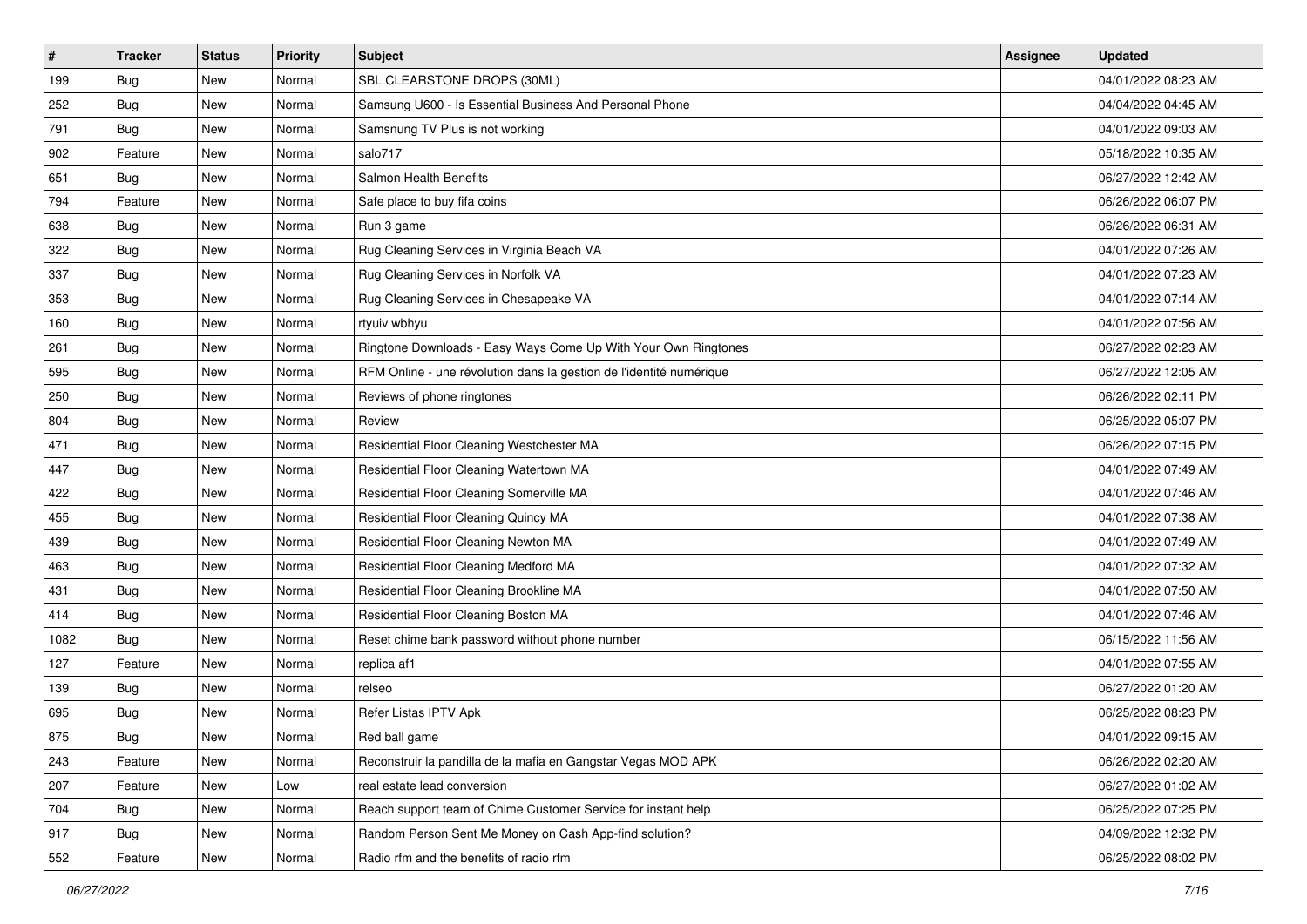| # | Tracker | Status | Priority | Subject | Assignee | Updated |
|---|---|---|---|---|---|---|
| 199 | Bug | New | Normal | SBL CLEARSTONE DROPS (30ML) | | 04/01/2022 08:23 AM |
| 252 | Bug | New | Normal | Samsung U600 - Is Essential Business And Personal Phone | | 04/04/2022 04:45 AM |
| 791 | Bug | New | Normal | Samsnung TV Plus is not working | | 04/01/2022 09:03 AM |
| 902 | Feature | New | Normal | salo717 | | 05/18/2022 10:35 AM |
| 651 | Bug | New | Normal | Salmon Health Benefits | | 06/27/2022 12:42 AM |
| 794 | Feature | New | Normal | Safe place to buy fifa coins | | 06/26/2022 06:07 PM |
| 638 | Bug | New | Normal | Run 3 game | | 06/26/2022 06:31 AM |
| 322 | Bug | New | Normal | Rug Cleaning Services in Virginia Beach VA | | 04/01/2022 07:26 AM |
| 337 | Bug | New | Normal | Rug Cleaning Services in Norfolk VA | | 04/01/2022 07:23 AM |
| 353 | Bug | New | Normal | Rug Cleaning Services in Chesapeake VA | | 04/01/2022 07:14 AM |
| 160 | Bug | New | Normal | rtyuiv wbhyu | | 04/01/2022 07:56 AM |
| 261 | Bug | New | Normal | Ringtone Downloads - Easy Ways Come Up With Your Own Ringtones | | 06/27/2022 02:23 AM |
| 595 | Bug | New | Normal | RFM Online - une révolution dans la gestion de l'identité numérique | | 06/27/2022 12:05 AM |
| 250 | Bug | New | Normal | Reviews of phone ringtones | | 06/26/2022 02:11 PM |
| 804 | Bug | New | Normal | Review | | 06/25/2022 05:07 PM |
| 471 | Bug | New | Normal | Residential Floor Cleaning Westchester MA | | 06/26/2022 07:15 PM |
| 447 | Bug | New | Normal | Residential Floor Cleaning Watertown MA | | 04/01/2022 07:49 AM |
| 422 | Bug | New | Normal | Residential Floor Cleaning Somerville MA | | 04/01/2022 07:46 AM |
| 455 | Bug | New | Normal | Residential Floor Cleaning Quincy MA | | 04/01/2022 07:38 AM |
| 439 | Bug | New | Normal | Residential Floor Cleaning Newton MA | | 04/01/2022 07:49 AM |
| 463 | Bug | New | Normal | Residential Floor Cleaning Medford MA | | 04/01/2022 07:32 AM |
| 431 | Bug | New | Normal | Residential Floor Cleaning Brookline MA | | 04/01/2022 07:50 AM |
| 414 | Bug | New | Normal | Residential Floor Cleaning Boston MA | | 04/01/2022 07:46 AM |
| 1082 | Bug | New | Normal | Reset chime bank password without phone number | | 06/15/2022 11:56 AM |
| 127 | Feature | New | Normal | replica af1 | | 04/01/2022 07:55 AM |
| 139 | Bug | New | Normal | relseo | | 06/27/2022 01:20 AM |
| 695 | Bug | New | Normal | Refer Listas IPTV Apk | | 06/25/2022 08:23 PM |
| 875 | Bug | New | Normal | Red ball game | | 04/01/2022 09:15 AM |
| 243 | Feature | New | Normal | Reconstruir la pandilla de la mafia en Gangstar Vegas MOD APK | | 06/26/2022 02:20 AM |
| 207 | Feature | New | Low | real estate lead conversion | | 06/27/2022 01:02 AM |
| 704 | Bug | New | Normal | Reach support team of Chime Customer Service for instant help | | 06/25/2022 07:25 PM |
| 917 | Bug | New | Normal | Random Person Sent Me Money on Cash App-find solution? | | 04/09/2022 12:32 PM |
| 552 | Feature | New | Normal | Radio rfm and the benefits of radio rfm | | 06/25/2022 08:02 PM |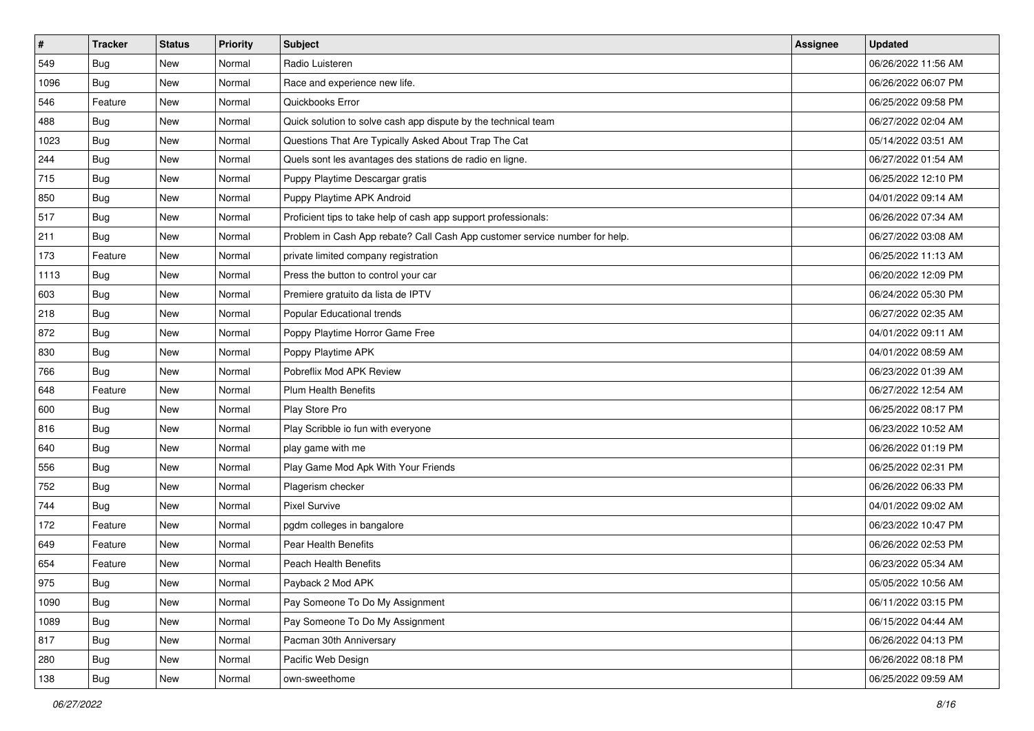| # | Tracker | Status | Priority | Subject | Assignee | Updated |
|---|---|---|---|---|---|---|
| 549 | Bug | New | Normal | Radio Luisteren | | 06/26/2022 11:56 AM |
| 1096 | Bug | New | Normal | Race and experience new life. | | 06/26/2022 06:07 PM |
| 546 | Feature | New | Normal | Quickbooks Error | | 06/25/2022 09:58 PM |
| 488 | Bug | New | Normal | Quick solution to solve cash app dispute by the technical team | | 06/27/2022 02:04 AM |
| 1023 | Bug | New | Normal | Questions That Are Typically Asked About Trap The Cat | | 05/14/2022 03:51 AM |
| 244 | Bug | New | Normal | Quels sont les avantages des stations de radio en ligne. | | 06/27/2022 01:54 AM |
| 715 | Bug | New | Normal | Puppy Playtime Descargar gratis | | 06/25/2022 12:10 PM |
| 850 | Bug | New | Normal | Puppy Playtime APK Android | | 04/01/2022 09:14 AM |
| 517 | Bug | New | Normal | Proficient tips to take help of cash app support professionals: | | 06/26/2022 07:34 AM |
| 211 | Bug | New | Normal | Problem in Cash App rebate? Call Cash App customer service number for help. | | 06/27/2022 03:08 AM |
| 173 | Feature | New | Normal | private limited company registration | | 06/25/2022 11:13 AM |
| 1113 | Bug | New | Normal | Press the button to control your car | | 06/20/2022 12:09 PM |
| 603 | Bug | New | Normal | Premiere gratuito da lista de IPTV | | 06/24/2022 05:30 PM |
| 218 | Bug | New | Normal | Popular Educational trends | | 06/27/2022 02:35 AM |
| 872 | Bug | New | Normal | Poppy Playtime Horror Game Free | | 04/01/2022 09:11 AM |
| 830 | Bug | New | Normal | Poppy Playtime APK | | 04/01/2022 08:59 AM |
| 766 | Bug | New | Normal | Pobreflix Mod APK Review | | 06/23/2022 01:39 AM |
| 648 | Feature | New | Normal | Plum Health Benefits | | 06/27/2022 12:54 AM |
| 600 | Bug | New | Normal | Play Store Pro | | 06/25/2022 08:17 PM |
| 816 | Bug | New | Normal | Play Scribble io fun with everyone | | 06/23/2022 10:52 AM |
| 640 | Bug | New | Normal | play game with me | | 06/26/2022 01:19 PM |
| 556 | Bug | New | Normal | Play Game Mod Apk With Your Friends | | 06/25/2022 02:31 PM |
| 752 | Bug | New | Normal | Plagerism checker | | 06/26/2022 06:33 PM |
| 744 | Bug | New | Normal | Pixel Survive | | 04/01/2022 09:02 AM |
| 172 | Feature | New | Normal | pgdm colleges in bangalore | | 06/23/2022 10:47 PM |
| 649 | Feature | New | Normal | Pear Health Benefits | | 06/26/2022 02:53 PM |
| 654 | Feature | New | Normal | Peach Health Benefits | | 06/23/2022 05:34 AM |
| 975 | Bug | New | Normal | Payback 2 Mod APK | | 05/05/2022 10:56 AM |
| 1090 | Bug | New | Normal | Pay Someone To Do My Assignment | | 06/11/2022 03:15 PM |
| 1089 | Bug | New | Normal | Pay Someone To Do My Assignment | | 06/15/2022 04:44 AM |
| 817 | Bug | New | Normal | Pacman 30th Anniversary | | 06/26/2022 04:13 PM |
| 280 | Bug | New | Normal | Pacific Web Design | | 06/26/2022 08:18 PM |
| 138 | Bug | New | Normal | own-sweethome | | 06/25/2022 09:59 AM |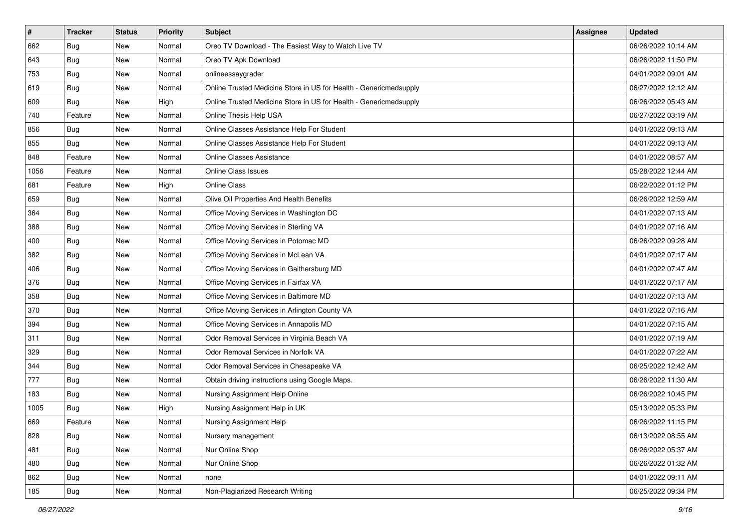| # | Tracker | Status | Priority | Subject | Assignee | Updated |
|---|---|---|---|---|---|---|
| 662 | Bug | New | Normal | Oreo TV Download - The Easiest Way to Watch Live TV | | 06/26/2022 10:14 AM |
| 643 | Bug | New | Normal | Oreo TV Apk Download | | 06/26/2022 11:50 PM |
| 753 | Bug | New | Normal | onlineessaygrader | | 04/01/2022 09:01 AM |
| 619 | Bug | New | Normal | Online Trusted Medicine Store in US for Health - Genericmedsupply | | 06/27/2022 12:12 AM |
| 609 | Bug | New | High | Online Trusted Medicine Store in US for Health - Genericmedsupply | | 06/26/2022 05:43 AM |
| 740 | Feature | New | Normal | Online Thesis Help USA | | 06/27/2022 03:19 AM |
| 856 | Bug | New | Normal | Online Classes Assistance Help For Student | | 04/01/2022 09:13 AM |
| 855 | Bug | New | Normal | Online Classes Assistance Help For Student | | 04/01/2022 09:13 AM |
| 848 | Feature | New | Normal | Online Classes Assistance | | 04/01/2022 08:57 AM |
| 1056 | Feature | New | Normal | Online Class Issues | | 05/28/2022 12:44 AM |
| 681 | Feature | New | High | Online Class | | 06/22/2022 01:12 PM |
| 659 | Bug | New | Normal | Olive Oil Properties And Health Benefits | | 06/26/2022 12:59 AM |
| 364 | Bug | New | Normal | Office Moving Services in Washington DC | | 04/01/2022 07:13 AM |
| 388 | Bug | New | Normal | Office Moving Services in Sterling VA | | 04/01/2022 07:16 AM |
| 400 | Bug | New | Normal | Office Moving Services in Potomac MD | | 06/26/2022 09:28 AM |
| 382 | Bug | New | Normal | Office Moving Services in McLean VA | | 04/01/2022 07:17 AM |
| 406 | Bug | New | Normal | Office Moving Services in Gaithersburg MD | | 04/01/2022 07:47 AM |
| 376 | Bug | New | Normal | Office Moving Services in Fairfax VA | | 04/01/2022 07:17 AM |
| 358 | Bug | New | Normal | Office Moving Services in Baltimore MD | | 04/01/2022 07:13 AM |
| 370 | Bug | New | Normal | Office Moving Services in Arlington County VA | | 04/01/2022 07:16 AM |
| 394 | Bug | New | Normal | Office Moving Services in Annapolis MD | | 04/01/2022 07:15 AM |
| 311 | Bug | New | Normal | Odor Removal Services in Virginia Beach VA | | 04/01/2022 07:19 AM |
| 329 | Bug | New | Normal | Odor Removal Services in Norfolk VA | | 04/01/2022 07:22 AM |
| 344 | Bug | New | Normal | Odor Removal Services in Chesapeake VA | | 06/25/2022 12:42 AM |
| 777 | Bug | New | Normal | Obtain driving instructions using Google Maps. | | 06/26/2022 11:30 AM |
| 183 | Bug | New | Normal | Nursing Assignment Help Online | | 06/26/2022 10:45 PM |
| 1005 | Bug | New | High | Nursing Assignment Help in UK | | 05/13/2022 05:33 PM |
| 669 | Feature | New | Normal | Nursing Assignment Help | | 06/26/2022 11:15 PM |
| 828 | Bug | New | Normal | Nursery management | | 06/13/2022 08:55 AM |
| 481 | Bug | New | Normal | Nur Online Shop | | 06/26/2022 05:37 AM |
| 480 | Bug | New | Normal | Nur Online Shop | | 06/26/2022 01:32 AM |
| 862 | Bug | New | Normal | none | | 04/01/2022 09:11 AM |
| 185 | Bug | New | Normal | Non-Plagiarized Research Writing | | 06/25/2022 09:34 PM |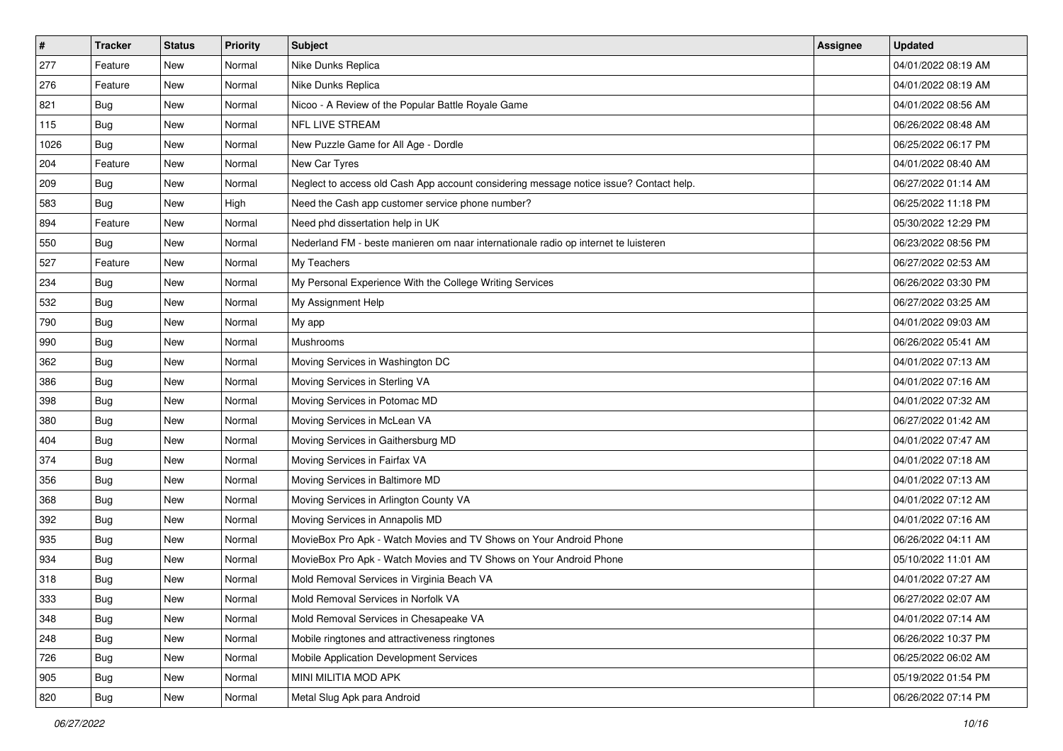| # | Tracker | Status | Priority | Subject | Assignee | Updated |
|---|---|---|---|---|---|---|
| 277 | Feature | New | Normal | Nike Dunks Replica | | 04/01/2022 08:19 AM |
| 276 | Feature | New | Normal | Nike Dunks Replica | | 04/01/2022 08:19 AM |
| 821 | Bug | New | Normal | Nicoo - A Review of the Popular Battle Royale Game | | 04/01/2022 08:56 AM |
| 115 | Bug | New | Normal | NFL LIVE STREAM | | 06/26/2022 08:48 AM |
| 1026 | Bug | New | Normal | New Puzzle Game for All Age - Dordle | | 06/25/2022 06:17 PM |
| 204 | Feature | New | Normal | New Car Tyres | | 04/01/2022 08:40 AM |
| 209 | Bug | New | Normal | Neglect to access old Cash App account considering message notice issue? Contact help. | | 06/27/2022 01:14 AM |
| 583 | Bug | New | High | Need the Cash app customer service phone number? | | 06/25/2022 11:18 PM |
| 894 | Feature | New | Normal | Need phd dissertation help in UK | | 05/30/2022 12:29 PM |
| 550 | Bug | New | Normal | Nederland FM - beste manieren om naar internationale radio op internet te luisteren | | 06/23/2022 08:56 PM |
| 527 | Feature | New | Normal | My Teachers | | 06/27/2022 02:53 AM |
| 234 | Bug | New | Normal | My Personal Experience With the College Writing Services | | 06/26/2022 03:30 PM |
| 532 | Bug | New | Normal | My Assignment Help | | 06/27/2022 03:25 AM |
| 790 | Bug | New | Normal | My app | | 04/01/2022 09:03 AM |
| 990 | Bug | New | Normal | Mushrooms | | 06/26/2022 05:41 AM |
| 362 | Bug | New | Normal | Moving Services in Washington DC | | 04/01/2022 07:13 AM |
| 386 | Bug | New | Normal | Moving Services in Sterling VA | | 04/01/2022 07:16 AM |
| 398 | Bug | New | Normal | Moving Services in Potomac MD | | 04/01/2022 07:32 AM |
| 380 | Bug | New | Normal | Moving Services in McLean VA | | 06/27/2022 01:42 AM |
| 404 | Bug | New | Normal | Moving Services in Gaithersburg MD | | 04/01/2022 07:47 AM |
| 374 | Bug | New | Normal | Moving Services in Fairfax VA | | 04/01/2022 07:18 AM |
| 356 | Bug | New | Normal | Moving Services in Baltimore MD | | 04/01/2022 07:13 AM |
| 368 | Bug | New | Normal | Moving Services in Arlington County VA | | 04/01/2022 07:12 AM |
| 392 | Bug | New | Normal | Moving Services in Annapolis MD | | 04/01/2022 07:16 AM |
| 935 | Bug | New | Normal | MovieBox Pro Apk - Watch Movies and TV Shows on Your Android Phone | | 06/26/2022 04:11 AM |
| 934 | Bug | New | Normal | MovieBox Pro Apk - Watch Movies and TV Shows on Your Android Phone | | 05/10/2022 11:01 AM |
| 318 | Bug | New | Normal | Mold Removal Services in Virginia Beach VA | | 04/01/2022 07:27 AM |
| 333 | Bug | New | Normal | Mold Removal Services in Norfolk VA | | 06/27/2022 02:07 AM |
| 348 | Bug | New | Normal | Mold Removal Services in Chesapeake VA | | 04/01/2022 07:14 AM |
| 248 | Bug | New | Normal | Mobile ringtones and attractiveness ringtones | | 06/26/2022 10:37 PM |
| 726 | Bug | New | Normal | Mobile Application Development Services | | 06/25/2022 06:02 AM |
| 905 | Bug | New | Normal | MINI MILITIA MOD APK | | 05/19/2022 01:54 PM |
| 820 | Bug | New | Normal | Metal Slug Apk para Android | | 06/26/2022 07:14 PM |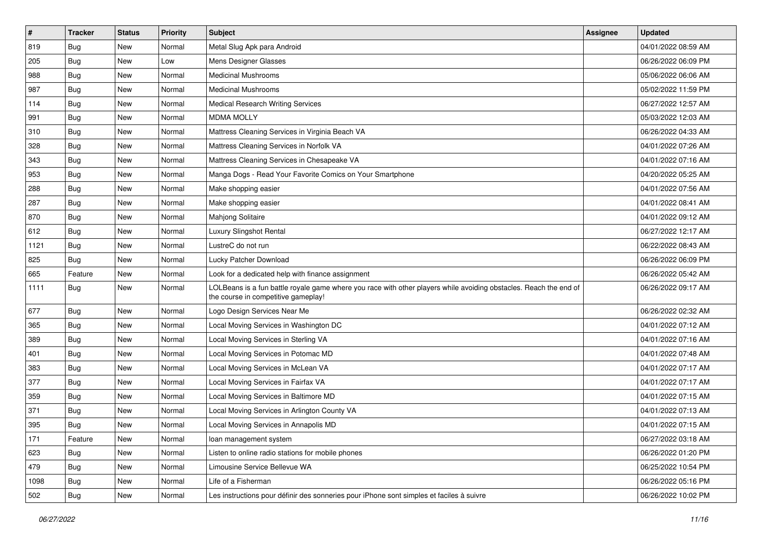| # | Tracker | Status | Priority | Subject | Assignee | Updated |
|---|---|---|---|---|---|---|
| 819 | Bug | New | Normal | Metal Slug Apk para Android | | 04/01/2022 08:59 AM |
| 205 | Bug | New | Low | Mens Designer Glasses | | 06/26/2022 06:09 PM |
| 988 | Bug | New | Normal | Medicinal Mushrooms | | 05/06/2022 06:06 AM |
| 987 | Bug | New | Normal | Medicinal Mushrooms | | 05/02/2022 11:59 PM |
| 114 | Bug | New | Normal | Medical Research Writing Services | | 06/27/2022 12:57 AM |
| 991 | Bug | New | Normal | MDMA MOLLY | | 05/03/2022 12:03 AM |
| 310 | Bug | New | Normal | Mattress Cleaning Services in Virginia Beach VA | | 06/26/2022 04:33 AM |
| 328 | Bug | New | Normal | Mattress Cleaning Services in Norfolk VA | | 04/01/2022 07:26 AM |
| 343 | Bug | New | Normal | Mattress Cleaning Services in Chesapeake VA | | 04/01/2022 07:16 AM |
| 953 | Bug | New | Normal | Manga Dogs - Read Your Favorite Comics on Your Smartphone | | 04/20/2022 05:25 AM |
| 288 | Bug | New | Normal | Make shopping easier | | 04/01/2022 07:56 AM |
| 287 | Bug | New | Normal | Make shopping easier | | 04/01/2022 08:41 AM |
| 870 | Bug | New | Normal | Mahjong Solitaire | | 04/01/2022 09:12 AM |
| 612 | Bug | New | Normal | Luxury Slingshot Rental | | 06/27/2022 12:17 AM |
| 1121 | Bug | New | Normal | LustreC do not run | | 06/22/2022 08:43 AM |
| 825 | Bug | New | Normal | Lucky Patcher Download | | 06/26/2022 06:09 PM |
| 665 | Feature | New | Normal | Look for a dedicated help with finance assignment | | 06/26/2022 05:42 AM |
| 1111 | Bug | New | Normal | LOLBeans is a fun battle royale game where you race with other players while avoiding obstacles. Reach the end of the course in competitive gameplay! | | 06/26/2022 09:17 AM |
| 677 | Bug | New | Normal | Logo Design Services Near Me | | 06/26/2022 02:32 AM |
| 365 | Bug | New | Normal | Local Moving Services in Washington DC | | 04/01/2022 07:12 AM |
| 389 | Bug | New | Normal | Local Moving Services in Sterling VA | | 04/01/2022 07:16 AM |
| 401 | Bug | New | Normal | Local Moving Services in Potomac MD | | 04/01/2022 07:48 AM |
| 383 | Bug | New | Normal | Local Moving Services in McLean VA | | 04/01/2022 07:17 AM |
| 377 | Bug | New | Normal | Local Moving Services in Fairfax VA | | 04/01/2022 07:17 AM |
| 359 | Bug | New | Normal | Local Moving Services in Baltimore MD | | 04/01/2022 07:15 AM |
| 371 | Bug | New | Normal | Local Moving Services in Arlington County VA | | 04/01/2022 07:13 AM |
| 395 | Bug | New | Normal | Local Moving Services in Annapolis MD | | 04/01/2022 07:15 AM |
| 171 | Feature | New | Normal | loan management system | | 06/27/2022 03:18 AM |
| 623 | Bug | New | Normal | Listen to online radio stations for mobile phones | | 06/26/2022 01:20 PM |
| 479 | Bug | New | Normal | Limousine Service Bellevue WA | | 06/25/2022 10:54 PM |
| 1098 | Bug | New | Normal | Life of a Fisherman | | 06/26/2022 05:16 PM |
| 502 | Bug | New | Normal | Les instructions pour définir des sonneries pour iPhone sont simples et faciles à suivre | | 06/26/2022 10:02 PM |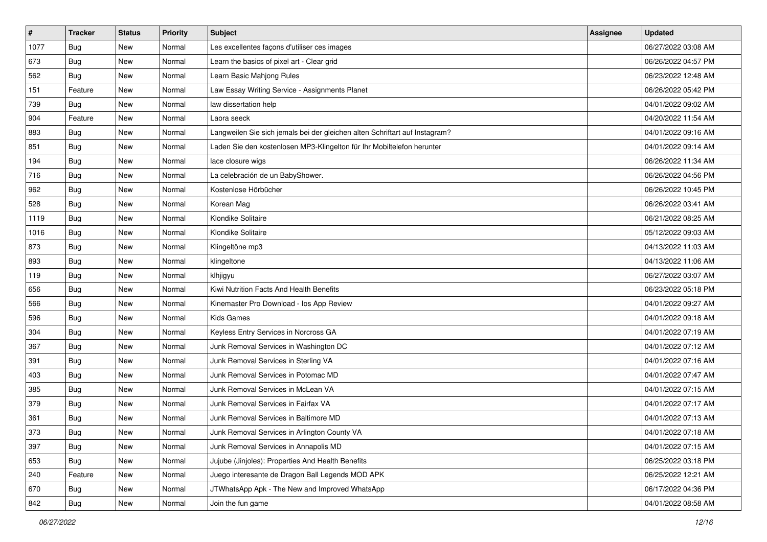| # | Tracker | Status | Priority | Subject | Assignee | Updated |
|---|---|---|---|---|---|---|
| 1077 | Bug | New | Normal | Les excellentes façons d'utiliser ces images | | 06/27/2022 03:08 AM |
| 673 | Bug | New | Normal | Learn the basics of pixel art - Clear grid | | 06/26/2022 04:57 PM |
| 562 | Bug | New | Normal | Learn Basic Mahjong Rules | | 06/23/2022 12:48 AM |
| 151 | Feature | New | Normal | Law Essay Writing Service - Assignments Planet | | 06/26/2022 05:42 PM |
| 739 | Bug | New | Normal | law dissertation help | | 04/01/2022 09:02 AM |
| 904 | Feature | New | Normal | Laora seeck | | 04/20/2022 11:54 AM |
| 883 | Bug | New | Normal | Langweilen Sie sich jemals bei der gleichen alten Schriftart auf Instagram? | | 04/01/2022 09:16 AM |
| 851 | Bug | New | Normal | Laden Sie den kostenlosen MP3-Klingelton für Ihr Mobiltelefon herunter | | 04/01/2022 09:14 AM |
| 194 | Bug | New | Normal | lace closure wigs | | 06/26/2022 11:34 AM |
| 716 | Bug | New | Normal | La celebración de un BabyShower. | | 06/26/2022 04:56 PM |
| 962 | Bug | New | Normal | Kostenlose Hörbücher | | 06/26/2022 10:45 PM |
| 528 | Bug | New | Normal | Korean Mag | | 06/26/2022 03:41 AM |
| 1119 | Bug | New | Normal | Klondike Solitaire | | 06/21/2022 08:25 AM |
| 1016 | Bug | New | Normal | Klondike Solitaire | | 05/12/2022 09:03 AM |
| 873 | Bug | New | Normal | Klingeltöne mp3 | | 04/13/2022 11:03 AM |
| 893 | Bug | New | Normal | klingeltone | | 04/13/2022 11:06 AM |
| 119 | Bug | New | Normal | klhjigyu | | 06/27/2022 03:07 AM |
| 656 | Bug | New | Normal | Kiwi Nutrition Facts And Health Benefits | | 06/23/2022 05:18 PM |
| 566 | Bug | New | Normal | Kinemaster Pro Download - Ios App Review | | 04/01/2022 09:27 AM |
| 596 | Bug | New | Normal | Kids Games | | 04/01/2022 09:18 AM |
| 304 | Bug | New | Normal | Keyless Entry Services in Norcross GA | | 04/01/2022 07:19 AM |
| 367 | Bug | New | Normal | Junk Removal Services in Washington DC | | 04/01/2022 07:12 AM |
| 391 | Bug | New | Normal | Junk Removal Services in Sterling VA | | 04/01/2022 07:16 AM |
| 403 | Bug | New | Normal | Junk Removal Services in Potomac MD | | 04/01/2022 07:47 AM |
| 385 | Bug | New | Normal | Junk Removal Services in McLean VA | | 04/01/2022 07:15 AM |
| 379 | Bug | New | Normal | Junk Removal Services in Fairfax VA | | 04/01/2022 07:17 AM |
| 361 | Bug | New | Normal | Junk Removal Services in Baltimore MD | | 04/01/2022 07:13 AM |
| 373 | Bug | New | Normal | Junk Removal Services in Arlington County VA | | 04/01/2022 07:18 AM |
| 397 | Bug | New | Normal | Junk Removal Services in Annapolis MD | | 04/01/2022 07:15 AM |
| 653 | Bug | New | Normal | Jujube (Jinjoles): Properties And Health Benefits | | 06/25/2022 03:18 PM |
| 240 | Feature | New | Normal | Juego interesante de Dragon Ball Legends MOD APK | | 06/25/2022 12:21 AM |
| 670 | Bug | New | Normal | JTWhatsApp Apk - The New and Improved WhatsApp | | 06/17/2022 04:36 PM |
| 842 | Bug | New | Normal | Join the fun game | | 04/01/2022 08:58 AM |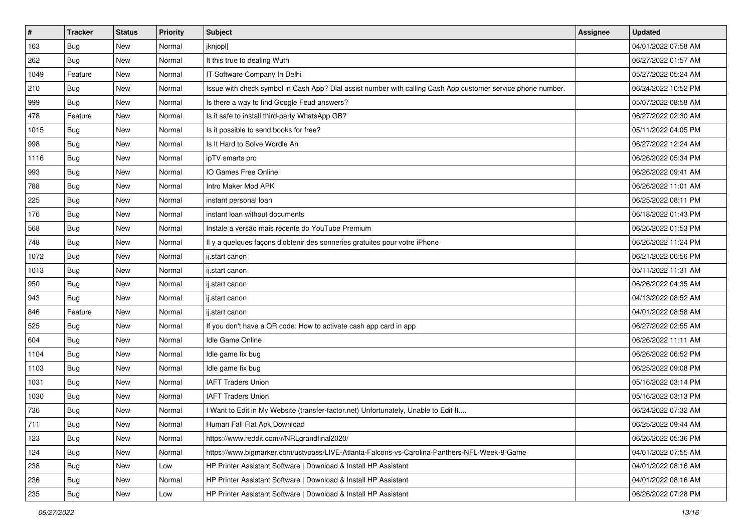| # | Tracker | Status | Priority | Subject | Assignee | Updated |
|---|---|---|---|---|---|---|
| 163 | Bug | New | Normal | jknjopl[ | | 04/01/2022 07:58 AM |
| 262 | Bug | New | Normal | It this true to dealing Wuth | | 06/27/2022 01:57 AM |
| 1049 | Feature | New | Normal | IT Software Company In Delhi | | 05/27/2022 05:24 AM |
| 210 | Bug | New | Normal | Issue with check symbol in Cash App? Dial assist number with calling Cash App customer service phone number. | | 06/24/2022 10:52 PM |
| 999 | Bug | New | Normal | Is there a way to find Google Feud answers? | | 05/07/2022 08:58 AM |
| 478 | Feature | New | Normal | Is it safe to install third-party WhatsApp GB? | | 06/27/2022 02:30 AM |
| 1015 | Bug | New | Normal | Is it possible to send books for free? | | 05/11/2022 04:05 PM |
| 998 | Bug | New | Normal | Is It Hard to Solve Wordle An | | 06/27/2022 12:24 AM |
| 1116 | Bug | New | Normal | ipTV smarts pro | | 06/26/2022 05:34 PM |
| 993 | Bug | New | Normal | IO Games Free Online | | 06/26/2022 09:41 AM |
| 788 | Bug | New | Normal | Intro Maker Mod APK | | 06/26/2022 11:01 AM |
| 225 | Bug | New | Normal | instant personal loan | | 06/25/2022 08:11 PM |
| 176 | Bug | New | Normal | instant loan without documents | | 06/18/2022 01:43 PM |
| 568 | Bug | New | Normal | Instale a versão mais recente do YouTube Premium | | 06/26/2022 01:53 PM |
| 748 | Bug | New | Normal | Il y a quelques façons d'obtenir des sonneries gratuites pour votre iPhone | | 06/26/2022 11:24 PM |
| 1072 | Bug | New | Normal | ij.start canon | | 06/21/2022 06:56 PM |
| 1013 | Bug | New | Normal | ij.start canon | | 05/11/2022 11:31 AM |
| 950 | Bug | New | Normal | ij.start canon | | 06/26/2022 04:35 AM |
| 943 | Bug | New | Normal | ij.start canon | | 04/13/2022 08:52 AM |
| 846 | Feature | New | Normal | ij.start canon | | 04/01/2022 08:58 AM |
| 525 | Bug | New | Normal | If you don't have a QR code: How to activate cash app card in app | | 06/27/2022 02:55 AM |
| 604 | Bug | New | Normal | Idle Game Online | | 06/26/2022 11:11 AM |
| 1104 | Bug | New | Normal | Idle game fix bug | | 06/26/2022 06:52 PM |
| 1103 | Bug | New | Normal | Idle game fix bug | | 06/25/2022 09:08 PM |
| 1031 | Bug | New | Normal | IAFT Traders Union | | 05/16/2022 03:14 PM |
| 1030 | Bug | New | Normal | IAFT Traders Union | | 05/16/2022 03:13 PM |
| 736 | Bug | New | Normal | I Want to Edit in My Website (transfer-factor.net) Unfortunately, Unable to Edit It.... | | 06/24/2022 07:32 AM |
| 711 | Bug | New | Normal | Human Fall Flat Apk Download | | 06/25/2022 09:44 AM |
| 123 | Bug | New | Normal | https://www.reddit.com/r/NRLgrandfinal2020/ | | 06/26/2022 05:36 PM |
| 124 | Bug | New | Normal | https://www.bigmarker.com/ustvpass/LIVE-Atlanta-Falcons-vs-Carolina-Panthers-NFL-Week-8-Game | | 04/01/2022 07:55 AM |
| 238 | Bug | New | Low | HP Printer Assistant Software \| Download & Install HP Assistant | | 04/01/2022 08:16 AM |
| 236 | Bug | New | Normal | HP Printer Assistant Software \| Download & Install HP Assistant | | 04/01/2022 08:16 AM |
| 235 | Bug | New | Low | HP Printer Assistant Software \| Download & Install HP Assistant | | 06/26/2022 07:28 PM |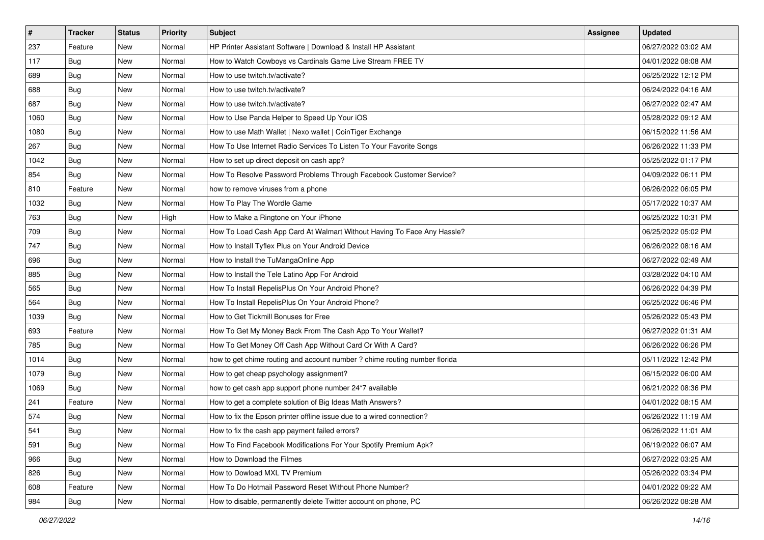| # | Tracker | Status | Priority | Subject | Assignee | Updated |
| --- | --- | --- | --- | --- | --- | --- |
| 237 | Feature | New | Normal | HP Printer Assistant Software \| Download & Install HP Assistant | | 06/27/2022 03:02 AM |
| 117 | Bug | New | Normal | How to Watch Cowboys vs Cardinals Game Live Stream FREE TV | | 04/01/2022 08:08 AM |
| 689 | Bug | New | Normal | How to use twitch.tv/activate? | | 06/25/2022 12:12 PM |
| 688 | Bug | New | Normal | How to use twitch.tv/activate? | | 06/24/2022 04:16 AM |
| 687 | Bug | New | Normal | How to use twitch.tv/activate? | | 06/27/2022 02:47 AM |
| 1060 | Bug | New | Normal | How to Use Panda Helper to Speed Up Your iOS | | 05/28/2022 09:12 AM |
| 1080 | Bug | New | Normal | How to use Math Wallet \| Nexo wallet \| CoinTiger Exchange | | 06/15/2022 11:56 AM |
| 267 | Bug | New | Normal | How To Use Internet Radio Services To Listen To Your Favorite Songs | | 06/26/2022 11:33 PM |
| 1042 | Bug | New | Normal | How to set up direct deposit on cash app? | | 05/25/2022 01:17 PM |
| 854 | Bug | New | Normal | How To Resolve Password Problems Through Facebook Customer Service? | | 04/09/2022 06:11 PM |
| 810 | Feature | New | Normal | how to remove viruses from a phone | | 06/26/2022 06:05 PM |
| 1032 | Bug | New | Normal | How To Play The Wordle Game | | 05/17/2022 10:37 AM |
| 763 | Bug | New | High | How to Make a Ringtone on Your iPhone | | 06/25/2022 10:31 PM |
| 709 | Bug | New | Normal | How To Load Cash App Card At Walmart Without Having To Face Any Hassle? | | 06/25/2022 05:02 PM |
| 747 | Bug | New | Normal | How to Install Tyflex Plus on Your Android Device | | 06/26/2022 08:16 AM |
| 696 | Bug | New | Normal | How to Install the TuMangaOnline App | | 06/27/2022 02:49 AM |
| 885 | Bug | New | Normal | How to Install the Tele Latino App For Android | | 03/28/2022 04:10 AM |
| 565 | Bug | New | Normal | How To Install RepelisPlus On Your Android Phone? | | 06/26/2022 04:39 PM |
| 564 | Bug | New | Normal | How To Install RepelisPlus On Your Android Phone? | | 06/25/2022 06:46 PM |
| 1039 | Bug | New | Normal | How to Get Tickmill Bonuses for Free | | 05/26/2022 05:43 PM |
| 693 | Feature | New | Normal | How To Get My Money Back From The Cash App To Your Wallet? | | 06/27/2022 01:31 AM |
| 785 | Bug | New | Normal | How To Get Money Off Cash App Without Card Or With A Card? | | 06/26/2022 06:26 PM |
| 1014 | Bug | New | Normal | how to get chime routing and account number ? chime routing number florida | | 05/11/2022 12:42 PM |
| 1079 | Bug | New | Normal | How to get cheap psychology assignment? | | 06/15/2022 06:00 AM |
| 1069 | Bug | New | Normal | how to get cash app support phone number 24*7 available | | 06/21/2022 08:36 PM |
| 241 | Feature | New | Normal | How to get a complete solution of Big Ideas Math Answers? | | 04/01/2022 08:15 AM |
| 574 | Bug | New | Normal | How to fix the Epson printer offline issue due to a wired connection? | | 06/26/2022 11:19 AM |
| 541 | Bug | New | Normal | How to fix the cash app payment failed errors? | | 06/26/2022 11:01 AM |
| 591 | Bug | New | Normal | How To Find Facebook Modifications For Your Spotify Premium Apk? | | 06/19/2022 06:07 AM |
| 966 | Bug | New | Normal | How to Download the Filmes | | 06/27/2022 03:25 AM |
| 826 | Bug | New | Normal | How to Dowload MXL TV Premium | | 05/26/2022 03:34 PM |
| 608 | Feature | New | Normal | How To Do Hotmail Password Reset Without Phone Number? | | 04/01/2022 09:22 AM |
| 984 | Bug | New | Normal | How to disable, permanently delete Twitter account on phone, PC | | 06/26/2022 08:28 AM |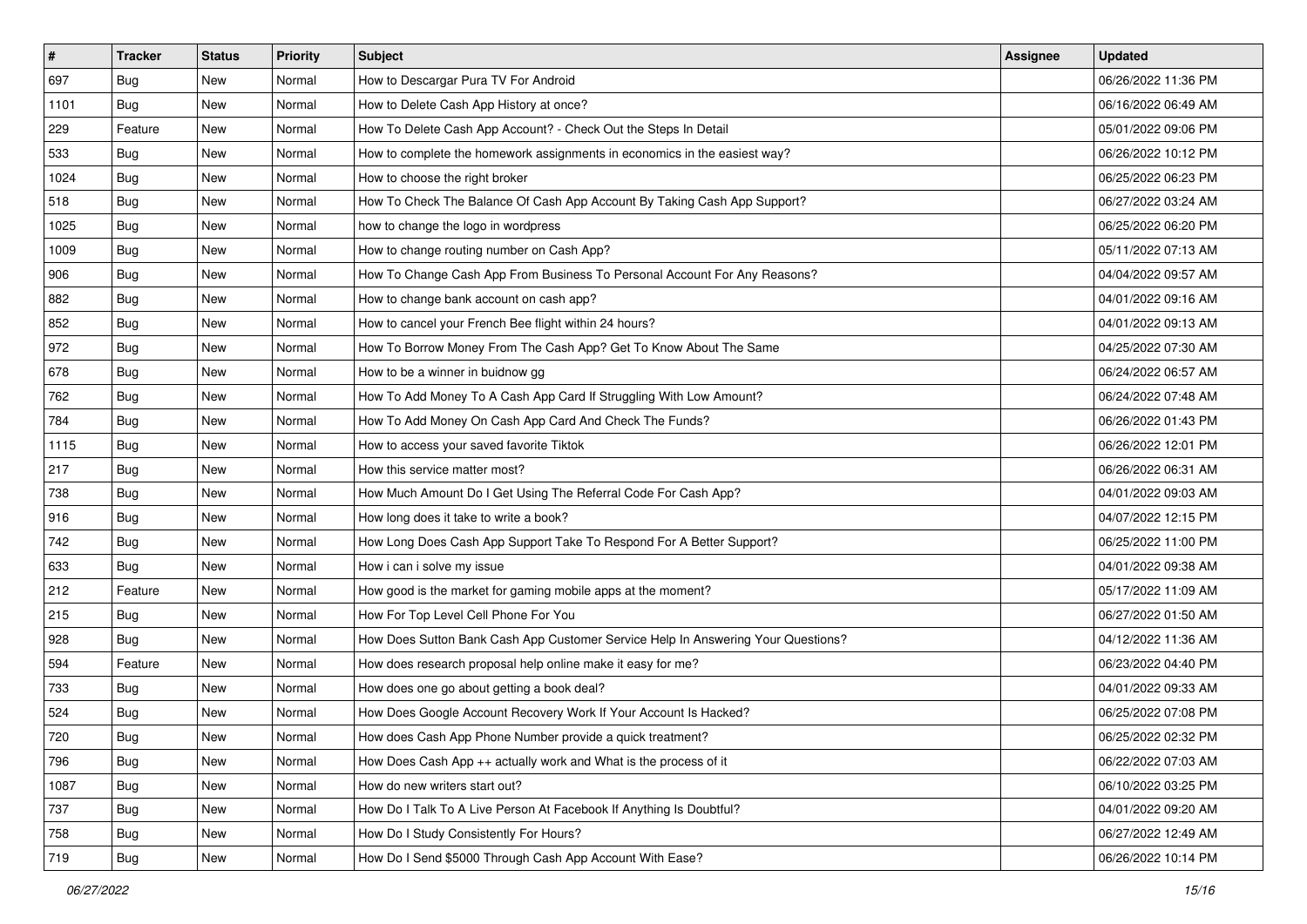| # | Tracker | Status | Priority | Subject | Assignee | Updated |
| --- | --- | --- | --- | --- | --- | --- |
| 697 | Bug | New | Normal | How to Descargar Pura TV For Android | | 06/26/2022 11:36 PM |
| 1101 | Bug | New | Normal | How to Delete Cash App History at once? | | 06/16/2022 06:49 AM |
| 229 | Feature | New | Normal | How To Delete Cash App Account? - Check Out the Steps In Detail | | 05/01/2022 09:06 PM |
| 533 | Bug | New | Normal | How to complete the homework assignments in economics in the easiest way? | | 06/26/2022 10:12 PM |
| 1024 | Bug | New | Normal | How to choose the right broker | | 06/25/2022 06:23 PM |
| 518 | Bug | New | Normal | How To Check The Balance Of Cash App Account By Taking Cash App Support? | | 06/27/2022 03:24 AM |
| 1025 | Bug | New | Normal | how to change the logo in wordpress | | 06/25/2022 06:20 PM |
| 1009 | Bug | New | Normal | How to change routing number on Cash App? | | 05/11/2022 07:13 AM |
| 906 | Bug | New | Normal | How To Change Cash App From Business To Personal Account For Any Reasons? | | 04/04/2022 09:57 AM |
| 882 | Bug | New | Normal | How to change bank account on cash app? | | 04/01/2022 09:16 AM |
| 852 | Bug | New | Normal | How to cancel your French Bee flight within 24 hours? | | 04/01/2022 09:13 AM |
| 972 | Bug | New | Normal | How To Borrow Money From The Cash App? Get To Know About The Same | | 04/25/2022 07:30 AM |
| 678 | Bug | New | Normal | How to be a winner in buidnow gg | | 06/24/2022 06:57 AM |
| 762 | Bug | New | Normal | How To Add Money To A Cash App Card If Struggling With Low Amount? | | 06/24/2022 07:48 AM |
| 784 | Bug | New | Normal | How To Add Money On Cash App Card And Check The Funds? | | 06/26/2022 01:43 PM |
| 1115 | Bug | New | Normal | How to access your saved favorite Tiktok | | 06/26/2022 12:01 PM |
| 217 | Bug | New | Normal | How this service matter most? | | 06/26/2022 06:31 AM |
| 738 | Bug | New | Normal | How Much Amount Do I Get Using The Referral Code For Cash App? | | 04/01/2022 09:03 AM |
| 916 | Bug | New | Normal | How long does it take to write a book? | | 04/07/2022 12:15 PM |
| 742 | Bug | New | Normal | How Long Does Cash App Support Take To Respond For A Better Support? | | 06/25/2022 11:00 PM |
| 633 | Bug | New | Normal | How i can i solve my issue | | 04/01/2022 09:38 AM |
| 212 | Feature | New | Normal | How good is the market for gaming mobile apps at the moment? | | 05/17/2022 11:09 AM |
| 215 | Bug | New | Normal | How For Top Level Cell Phone For You | | 06/27/2022 01:50 AM |
| 928 | Bug | New | Normal | How Does Sutton Bank Cash App Customer Service Help In Answering Your Questions? | | 04/12/2022 11:36 AM |
| 594 | Feature | New | Normal | How does research proposal help online make it easy for me? | | 06/23/2022 04:40 PM |
| 733 | Bug | New | Normal | How does one go about getting a book deal? | | 04/01/2022 09:33 AM |
| 524 | Bug | New | Normal | How Does Google Account Recovery Work If Your Account Is Hacked? | | 06/25/2022 07:08 PM |
| 720 | Bug | New | Normal | How does Cash App Phone Number provide a quick treatment? | | 06/25/2022 02:32 PM |
| 796 | Bug | New | Normal | How Does Cash App ++ actually work and What is the process of it | | 06/22/2022 07:03 AM |
| 1087 | Bug | New | Normal | How do new writers start out? | | 06/10/2022 03:25 PM |
| 737 | Bug | New | Normal | How Do I Talk To A Live Person At Facebook If Anything Is Doubtful? | | 04/01/2022 09:20 AM |
| 758 | Bug | New | Normal | How Do I Study Consistently For Hours? | | 06/27/2022 12:49 AM |
| 719 | Bug | New | Normal | How Do I Send $5000 Through Cash App Account With Ease? | | 06/26/2022 10:14 PM |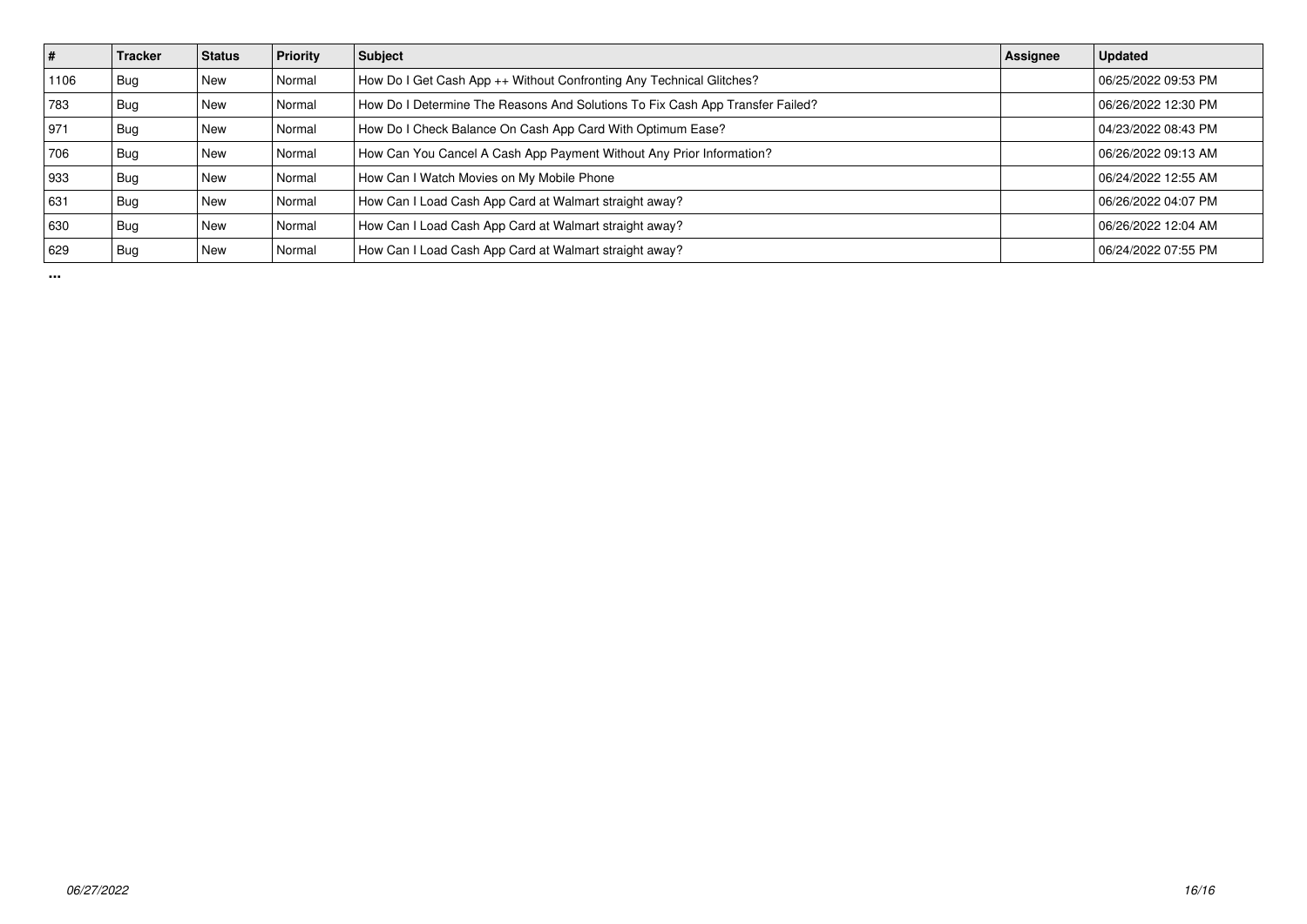| # | Tracker | Status | Priority | Subject | Assignee | Updated |
|---|---|---|---|---|---|---|
| 1106 | Bug | New | Normal | How Do I Get Cash App ++ Without Confronting Any Technical Glitches? | | 06/25/2022 09:53 PM |
| 783 | Bug | New | Normal | How Do I Determine The Reasons And Solutions To Fix Cash App Transfer Failed? | | 06/26/2022 12:30 PM |
| 971 | Bug | New | Normal | How Do I Check Balance On Cash App Card With Optimum Ease? | | 04/23/2022 08:43 PM |
| 706 | Bug | New | Normal | How Can You Cancel A Cash App Payment Without Any Prior Information? | | 06/26/2022 09:13 AM |
| 933 | Bug | New | Normal | How Can I Watch Movies on My Mobile Phone | | 06/24/2022 12:55 AM |
| 631 | Bug | New | Normal | How Can I Load Cash App Card at Walmart straight away? | | 06/26/2022 04:07 PM |
| 630 | Bug | New | Normal | How Can I Load Cash App Card at Walmart straight away? | | 06/26/2022 12:04 AM |
| 629 | Bug | New | Normal | How Can I Load Cash App Card at Walmart straight away? | | 06/24/2022 07:55 PM |

...